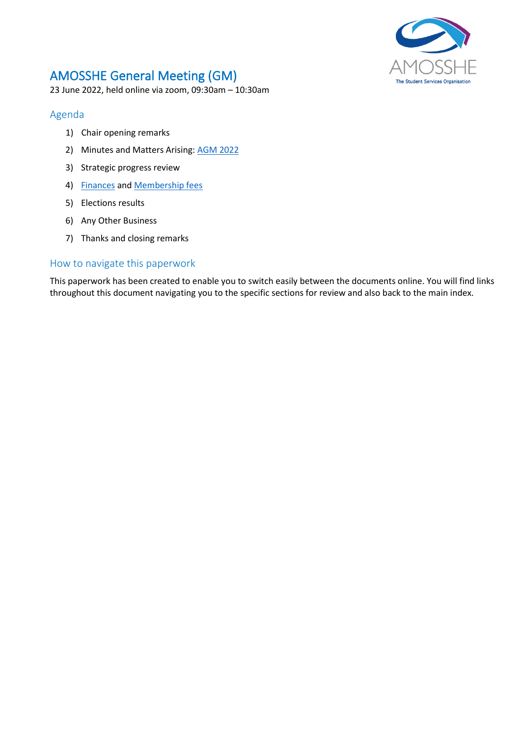# AMOSSHE General Meeting (GM)

23 June 2022, held online via zoom, 09:30am – 10:30am

## Agenda

1) Chair opening remarks
2) Minutes and Matters Arising: AGM 2022
3) Strategic progress review
4) Finances and Membership fees
5) Elections results
6) Any Other Business
7) Thanks and closing remarks

## How to navigate this paperwork

This paperwork has been created to enable you to switch easily between the documents online. You will find links throughout this document navigating you to the specific sections for review and also back to the main index.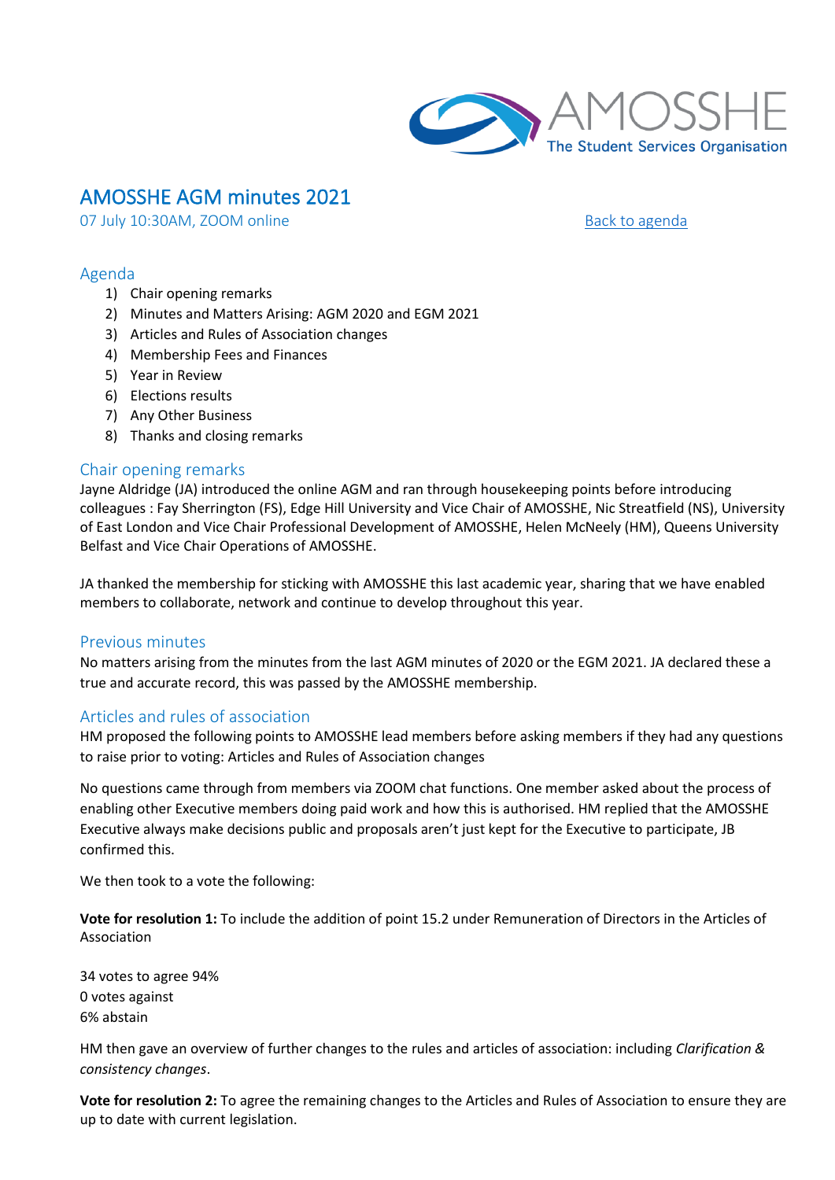# AMOSSHE AGM minutes 2021

07 July 10:30AM, ZOOM online

Back to agenda

## Agenda

1) Chair opening remarks
2) Minutes and Matters Arising: AGM 2020 and EGM 2021
3) Articles and Rules of Association changes
4) Membership Fees and Finances
5) Year in Review
6) Elections results
7) Any Other Business
8) Thanks and closing remarks

## Chair opening remarks

Jayne Aldridge (JA) introduced the online AGM and ran through housekeeping points before introducing colleagues : Fay Sherrington (FS), Edge Hill University and Vice Chair of AMOSSHE, Nic Streatfield (NS), University of East London and Vice Chair Professional Development of AMOSSHE, Helen McNeely (HM), Queens University Belfast and Vice Chair Operations of AMOSSHE.

JA thanked the membership for sticking with AMOSSHE this last academic year, sharing that we have enabled members to collaborate, network and continue to develop throughout this year.

## Previous minutes

No matters arising from the minutes from the last AGM minutes of 2020 or the EGM 2021. JA declared these a true and accurate record, this was passed by the AMOSSHE membership.

## Articles and rules of association

HM proposed the following points to AMOSSHE lead members before asking members if they had any questions to raise prior to voting: Articles and Rules of Association changes

No questions came through from members via ZOOM chat functions. One member asked about the process of enabling other Executive members doing paid work and how this is authorised. HM replied that the AMOSSHE Executive always make decisions public and proposals aren't just kept for the Executive to participate, JB confirmed this.

We then took to a vote the following:

**Vote for resolution 1:** To include the addition of point 15.2 under Remuneration of Directors in the Articles of Association

34 votes to agree 94%
0 votes against
6% abstain

HM then gave an overview of further changes to the rules and articles of association: including *Clarification & consistency changes*.

**Vote for resolution 2:** To agree the remaining changes to the Articles and Rules of Association to ensure they are up to date with current legislation.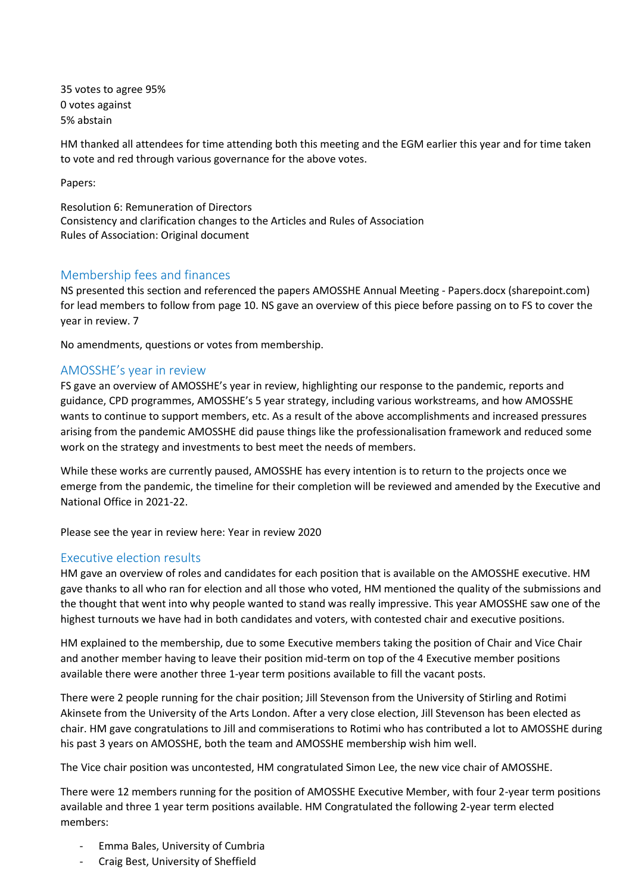35 votes to agree 95%
0 votes against
5% abstain

HM thanked all attendees for time attending both this meeting and the EGM earlier this year and for time taken to vote and red through various governance for the above votes.

Papers:

Resolution 6: Remuneration of Directors
Consistency and clarification changes to the Articles and Rules of Association
Rules of Association: Original document

## Membership fees and finances

NS presented this section and referenced the papers AMOSSHE Annual Meeting - Papers.docx (sharepoint.com) for lead members to follow from page 10. NS gave an overview of this piece before passing on to FS to cover the year in review. 7

No amendments, questions or votes from membership.

## AMOSSHE's year in review

FS gave an overview of AMOSSHE's year in review, highlighting our response to the pandemic, reports and guidance, CPD programmes, AMOSSHE's 5 year strategy, including various workstreams, and how AMOSSHE wants to continue to support members, etc. As a result of the above accomplishments and increased pressures arising from the pandemic AMOSSHE did pause things like the professionalisation framework and reduced some work on the strategy and investments to best meet the needs of members.

While these works are currently paused, AMOSSHE has every intention is to return to the projects once we emerge from the pandemic, the timeline for their completion will be reviewed and amended by the Executive and National Office in 2021-22.

Please see the year in review here: Year in review 2020

## Executive election results

HM gave an overview of roles and candidates for each position that is available on the AMOSSHE executive. HM gave thanks to all who ran for election and all those who voted, HM mentioned the quality of the submissions and the thought that went into why people wanted to stand was really impressive. This year AMOSSHE saw one of the highest turnouts we have had in both candidates and voters, with contested chair and executive positions.

HM explained to the membership, due to some Executive members taking the position of Chair and Vice Chair and another member having to leave their position mid-term on top of the 4 Executive member positions available there were another three 1-year term positions available to fill the vacant posts.

There were 2 people running for the chair position; Jill Stevenson from the University of Stirling and Rotimi Akinsete from the University of the Arts London. After a very close election, Jill Stevenson has been elected as chair. HM gave congratulations to Jill and commiserations to Rotimi who has contributed a lot to AMOSSHE during his past 3 years on AMOSSHE, both the team and AMOSSHE membership wish him well.

The Vice chair position was uncontested, HM congratulated Simon Lee, the new vice chair of AMOSSHE.

There were 12 members running for the position of AMOSSHE Executive Member, with four 2-year term positions available and three 1 year term positions available. HM Congratulated the following 2-year term elected members:

- Emma Bales, University of Cumbria
- Craig Best, University of Sheffield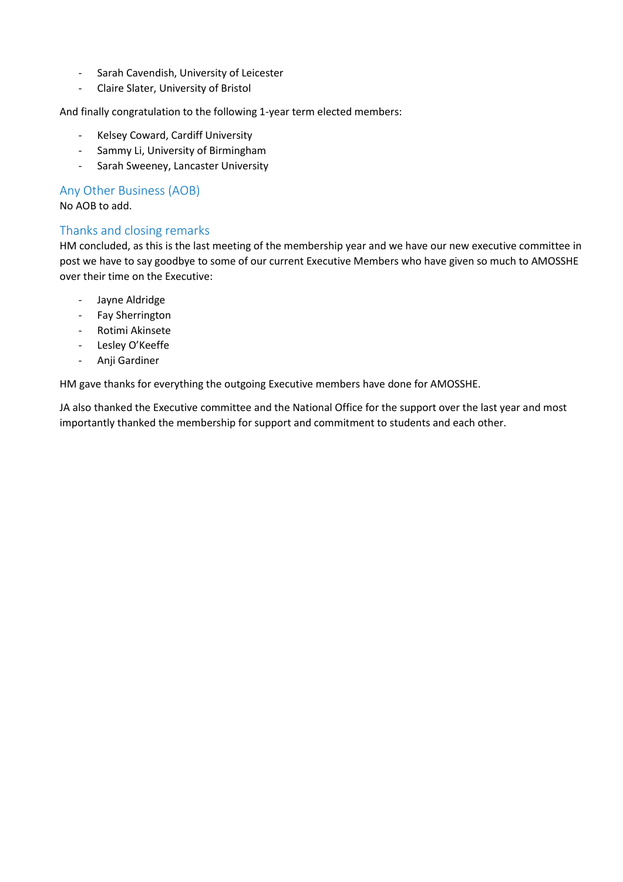- Sarah Cavendish, University of Leicester
- Claire Slater, University of Bristol

And finally congratulation to the following 1-year term elected members:

- Kelsey Coward, Cardiff University
- Sammy Li, University of Birmingham
- Sarah Sweeney, Lancaster University

## Any Other Business (AOB)

No AOB to add.

## Thanks and closing remarks

HM concluded, as this is the last meeting of the membership year and we have our new executive committee in post we have to say goodbye to some of our current Executive Members who have given so much to AMOSSHE over their time on the Executive:

- Jayne Aldridge
- Fay Sherrington
- Rotimi Akinsete
- Lesley O'Keeffe
- Anji Gardiner

HM gave thanks for everything the outgoing Executive members have done for AMOSSHE.

JA also thanked the Executive committee and the National Office for the support over the last year and most importantly thanked the membership for support and commitment to students and each other.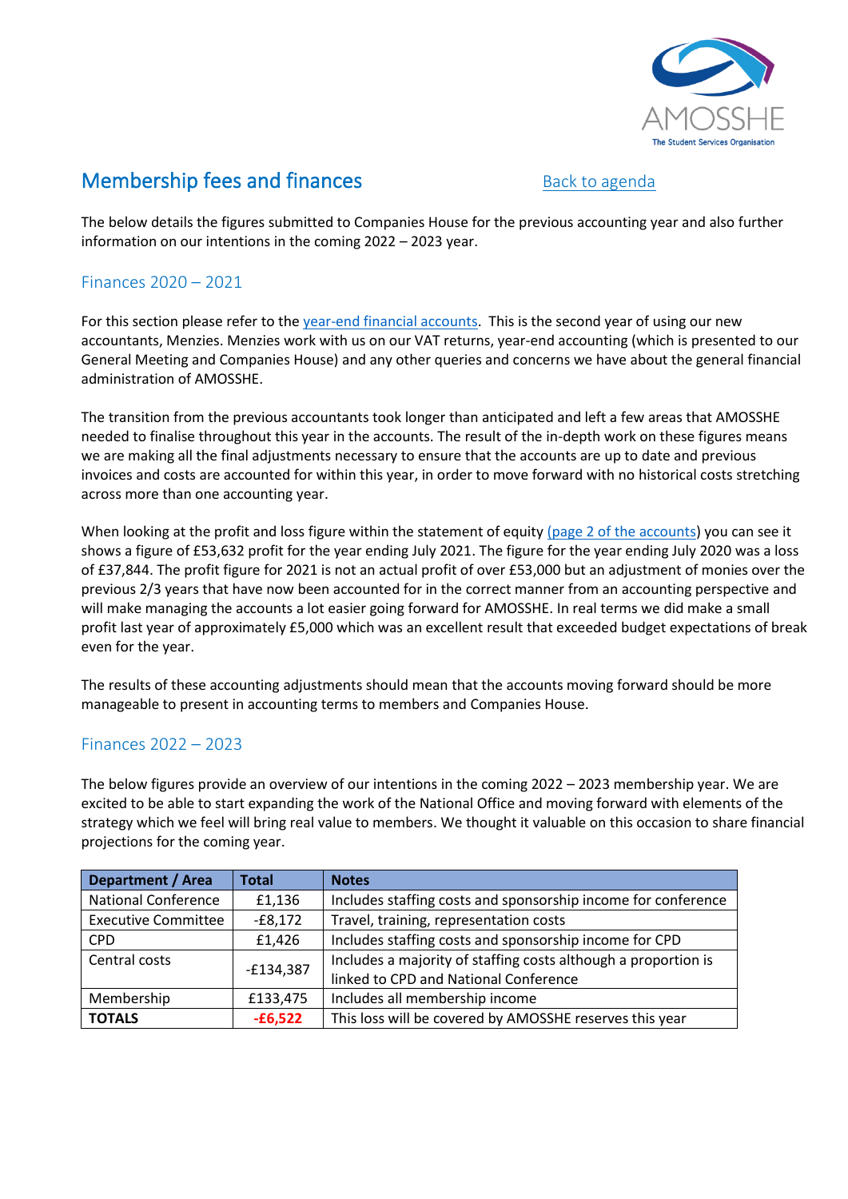## Membership fees and finances

[Back to agenda]

The below details the figures submitted to Companies House for the previous accounting year and also further information on our intentions in the coming 2022 – 2023 year.

### Finances 2020 – 2021

For this section please refer to the year-end financial accounts. This is the second year of using our new accountants, Menzies. Menzies work with us on our VAT returns, year-end accounting (which is presented to our General Meeting and Companies House) and any other queries and concerns we have about the general financial administration of AMOSSHE.

The transition from the previous accountants took longer than anticipated and left a few areas that AMOSSHE needed to finalise throughout this year in the accounts. The result of the in-depth work on these figures means we are making all the final adjustments necessary to ensure that the accounts are up to date and previous invoices and costs are accounted for within this year, in order to move forward with no historical costs stretching across more than one accounting year.

When looking at the profit and loss figure within the statement of equity (page 2 of the accounts) you can see it shows a figure of £53,632 profit for the year ending July 2021. The figure for the year ending July 2020 was a loss of £37,844. The profit figure for 2021 is not an actual profit of over £53,000 but an adjustment of monies over the previous 2/3 years that have now been accounted for in the correct manner from an accounting perspective and will make managing the accounts a lot easier going forward for AMOSSHE. In real terms we did make a small profit last year of approximately £5,000 which was an excellent result that exceeded budget expectations of break even for the year.

The results of these accounting adjustments should mean that the accounts moving forward should be more manageable to present in accounting terms to members and Companies House.

### Finances 2022 – 2023

The below figures provide an overview of our intentions in the coming 2022 – 2023 membership year. We are excited to be able to start expanding the work of the National Office and moving forward with elements of the strategy which we feel will bring real value to members. We thought it valuable on this occasion to share financial projections for the coming year.

| Department / Area | Total | Notes |
|---|---|---|
| National Conference | £1,136 | Includes staffing costs and sponsorship income for conference |
| Executive Committee | -£8,172 | Travel, training, representation costs |
| CPD | £1,426 | Includes staffing costs and sponsorship income for CPD |
| Central costs | -£134,387 | Includes a majority of staffing costs although a proportion is linked to CPD and National Conference |
| Membership | £133,475 | Includes all membership income |
| **TOTALS** | **-£6,522** | This loss will be covered by AMOSSHE reserves this year |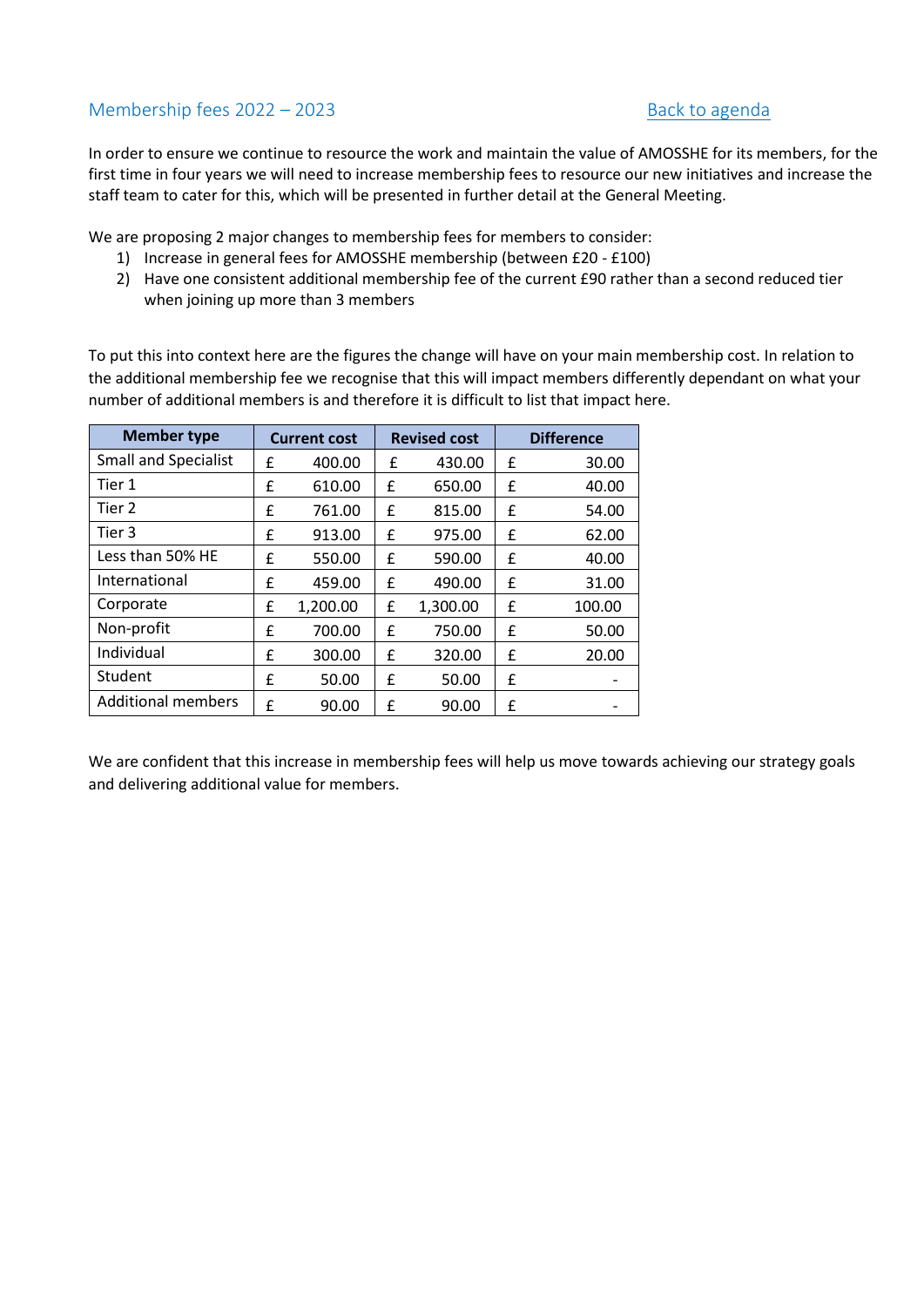## Membership fees 2022 – 2023

[Back to agenda]

In order to ensure we continue to resource the work and maintain the value of AMOSSHE for its members, for the first time in four years we will need to increase membership fees to resource our new initiatives and increase the staff team to cater for this, which will be presented in further detail at the General Meeting.

We are proposing 2 major changes to membership fees for members to consider:

1) Increase in general fees for AMOSSHE membership (between £20 - £100)
2) Have one consistent additional membership fee of the current £90 rather than a second reduced tier when joining up more than 3 members

To put this into context here are the figures the change will have on your main membership cost. In relation to the additional membership fee we recognise that this will impact members differently dependant on what your number of additional members is and therefore it is difficult to list that impact here.

| Member type | Current cost | Revised cost | Difference |
|---|---|---|---|
| Small and Specialist | £ 400.00 | £ 430.00 | £ 30.00 |
| Tier 1 | £ 610.00 | £ 650.00 | £ 40.00 |
| Tier 2 | £ 761.00 | £ 815.00 | £ 54.00 |
| Tier 3 | £ 913.00 | £ 975.00 | £ 62.00 |
| Less than 50% HE | £ 550.00 | £ 590.00 | £ 40.00 |
| International | £ 459.00 | £ 490.00 | £ 31.00 |
| Corporate | £ 1,200.00 | £ 1,300.00 | £ 100.00 |
| Non-profit | £ 700.00 | £ 750.00 | £ 50.00 |
| Individual | £ 300.00 | £ 320.00 | £ 20.00 |
| Student | £ 50.00 | £ 50.00 | £ - |
| Additional members | £ 90.00 | £ 90.00 | £ - |

We are confident that this increase in membership fees will help us move towards achieving our strategy goals and delivering additional value for members.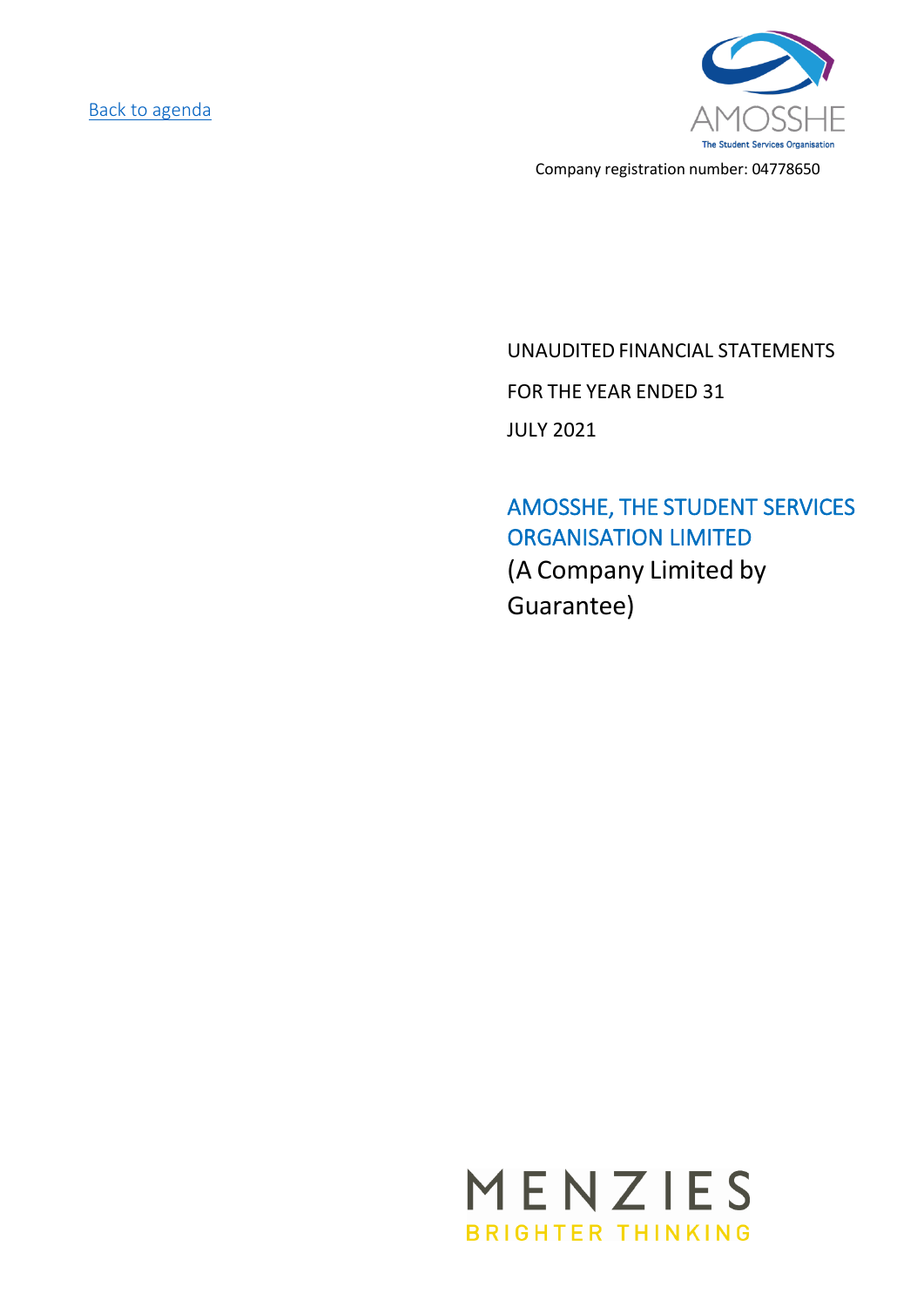Back to agenda

Company registration number: 04778650

UNAUDITED FINANCIAL STATEMENTS

FOR THE YEAR ENDED 31

JULY 2021

## AMOSSHE, THE STUDENT SERVICES ORGANISATION LIMITED

(A Company Limited by Guarantee)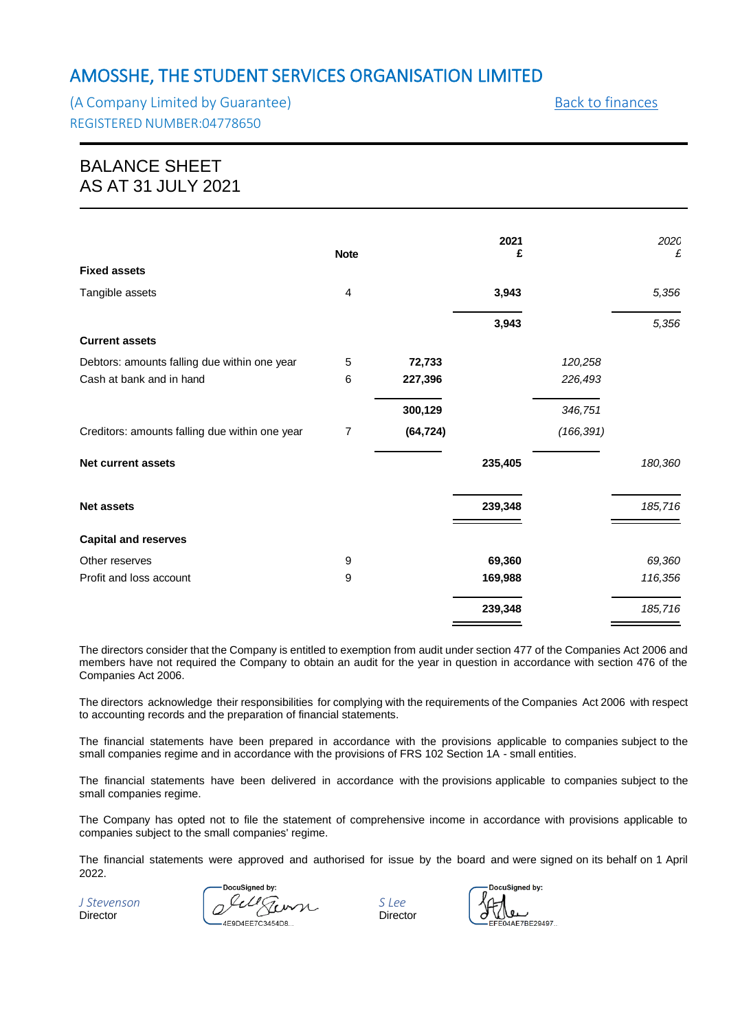# AMOSSHE, THE STUDENT SERVICES ORGANISATION LIMITED

(A Company Limited by Guarantee)

Back to finances

REGISTERED NUMBER:04778650

## BALANCE SHEET
## AS AT 31 JULY 2021

| | Note | | 2021 £ | | *2020 £* |
|---|---|---|---|---|---|
| **Fixed assets** | | | | | |
| Tangible assets | 4 | | **3,943** | | *5,356* |
| | | | **3,943** | | *5,356* |
| **Current assets** | | | | | |
| Debtors: amounts falling due within one year | 5 | **72,733** | | *120,258* | |
| Cash at bank and in hand | 6 | **227,396** | | *226,493* | |
| | | **300,129** | | *346,751* | |
| Creditors: amounts falling due within one year | 7 | **(64,724)** | | *(166,391)* | |
| **Net current assets** | | | **235,405** | | *180,360* |
| **Net assets** | | | **239,348** | | *185,716* |
| **Capital and reserves** | | | | | |
| Other reserves | 9 | | **69,360** | | *69,360* |
| Profit and loss account | 9 | | **169,988** | | *116,356* |
| | | | **239,348** | | *185,716* |

The directors consider that the Company is entitled to exemption from audit under section 477 of the Companies Act 2006 and members have not required the Company to obtain an audit for the year in question in accordance with section 476 of the Companies Act 2006.

The directors acknowledge their responsibilities for complying with the requirements of the Companies Act 2006 with respect to accounting records and the preparation of financial statements.

The financial statements have been prepared in accordance with the provisions applicable to companies subject to the small companies regime and in accordance with the provisions of FRS 102 Section 1A - small entities.

The financial statements have been delivered in accordance with the provisions applicable to companies subject to the small companies regime.

The Company has opted not to file the statement of comprehensive income in accordance with provisions applicable to companies subject to the small companies' regime.

The financial statements were approved and authorised for issue by the board and were signed on its behalf on 1 April 2022.

*J Stevenson*
Director

DocuSigned by:
4E9D4EE7C3454D8...

*S Lee*
Director

DocuSigned by:
EFE04AE7BE29497...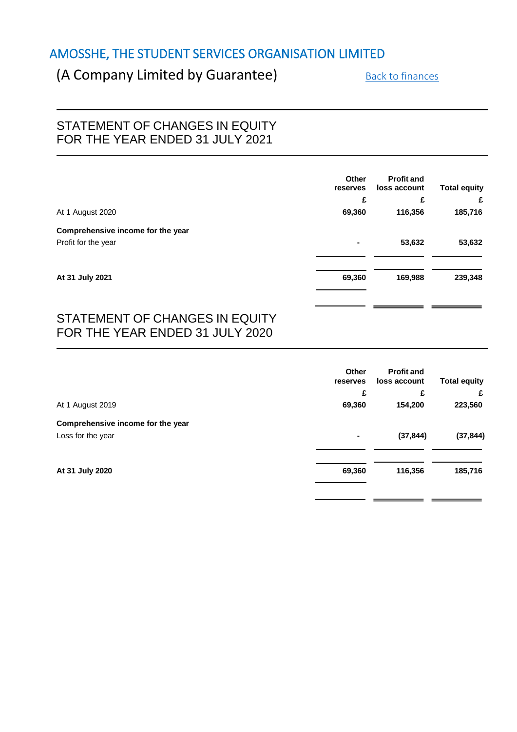# AMOSSHE, THE STUDENT SERVICES ORGANISATION LIMITED

## (A Company Limited by Guarantee)

Back to finances

## STATEMENT OF CHANGES IN EQUITY FOR THE YEAR ENDED 31 JULY 2021

| | Other reserves | Profit and loss account | Total equity |
|---|---|---|---|
| | £ | £ | £ |
| At 1 August 2020 | 69,360 | 116,356 | 185,716 |
| **Comprehensive income for the year** | | | |
| Profit for the year | - | 53,632 | 53,632 |
| **At 31 July 2021** | 69,360 | 169,988 | 239,348 |

## STATEMENT OF CHANGES IN EQUITY FOR THE YEAR ENDED 31 JULY 2020

| | Other reserves | Profit and loss account | Total equity |
|---|---|---|---|
| | £ | £ | £ |
| At 1 August 2019 | 69,360 | 154,200 | 223,560 |
| **Comprehensive income for the year** | | | |
| Loss for the year | - | (37,844) | (37,844) |
| **At 31 July 2020** | 69,360 | 116,356 | 185,716 |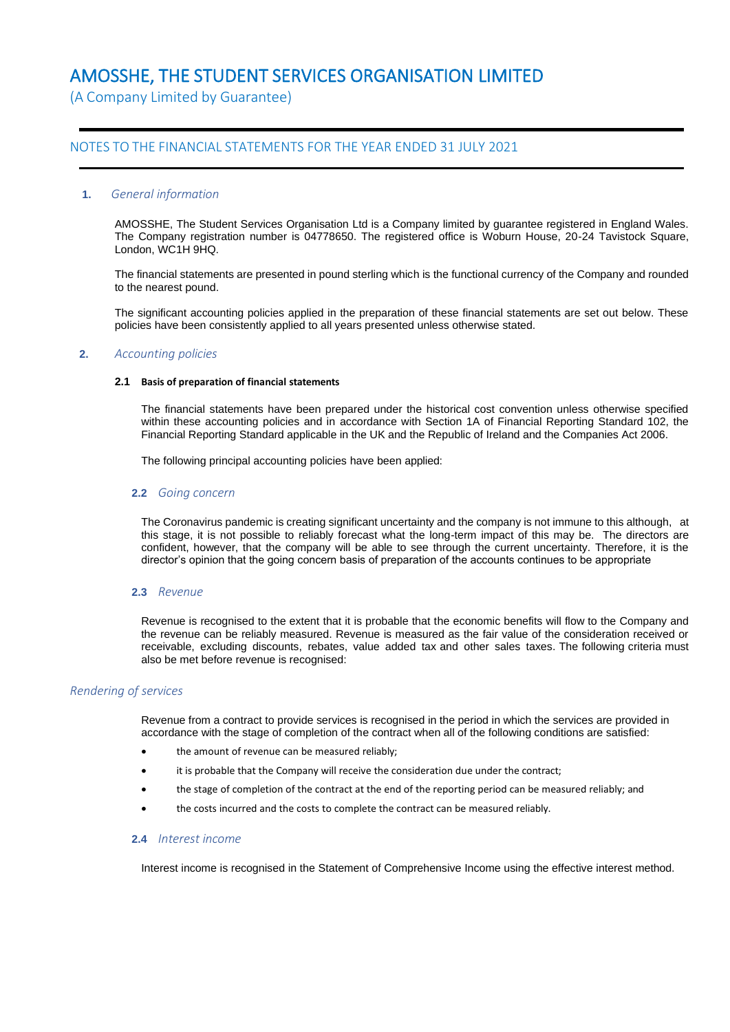# AMOSSHE, THE STUDENT SERVICES ORGANISATION LIMITED

(A Company Limited by Guarantee)

## NOTES TO THE FINANCIAL STATEMENTS FOR THE YEAR ENDED 31 JULY 2021

### 1. *General information*

AMOSSHE, The Student Services Organisation Ltd is a Company limited by guarantee registered in England Wales. The Company registration number is 04778650. The registered office is Woburn House, 20-24 Tavistock Square, London, WC1H 9HQ.

The financial statements are presented in pound sterling which is the functional currency of the Company and rounded to the nearest pound.

The significant accounting policies applied in the preparation of these financial statements are set out below. These policies have been consistently applied to all years presented unless otherwise stated.

### 2. *Accounting policies*

#### 2.1 Basis of preparation of financial statements

The financial statements have been prepared under the historical cost convention unless otherwise specified within these accounting policies and in accordance with Section 1A of Financial Reporting Standard 102, the Financial Reporting Standard applicable in the UK and the Republic of Ireland and the Companies Act 2006.

The following principal accounting policies have been applied:

#### 2.2 *Going concern*

The Coronavirus pandemic is creating significant uncertainty and the company is not immune to this although, at this stage, it is not possible to reliably forecast what the long-term impact of this may be. The directors are confident, however, that the company will be able to see through the current uncertainty. Therefore, it is the director's opinion that the going concern basis of preparation of the accounts continues to be appropriate

#### 2.3 *Revenue*

Revenue is recognised to the extent that it is probable that the economic benefits will flow to the Company and the revenue can be reliably measured. Revenue is measured as the fair value of the consideration received or receivable, excluding discounts, rebates, value added tax and other sales taxes. The following criteria must also be met before revenue is recognised:

*Rendering of services*

Revenue from a contract to provide services is recognised in the period in which the services are provided in accordance with the stage of completion of the contract when all of the following conditions are satisfied:

- the amount of revenue can be measured reliably;
- it is probable that the Company will receive the consideration due under the contract;
- the stage of completion of the contract at the end of the reporting period can be measured reliably; and
- the costs incurred and the costs to complete the contract can be measured reliably.

#### 2.4 *Interest income*

Interest income is recognised in the Statement of Comprehensive Income using the effective interest method.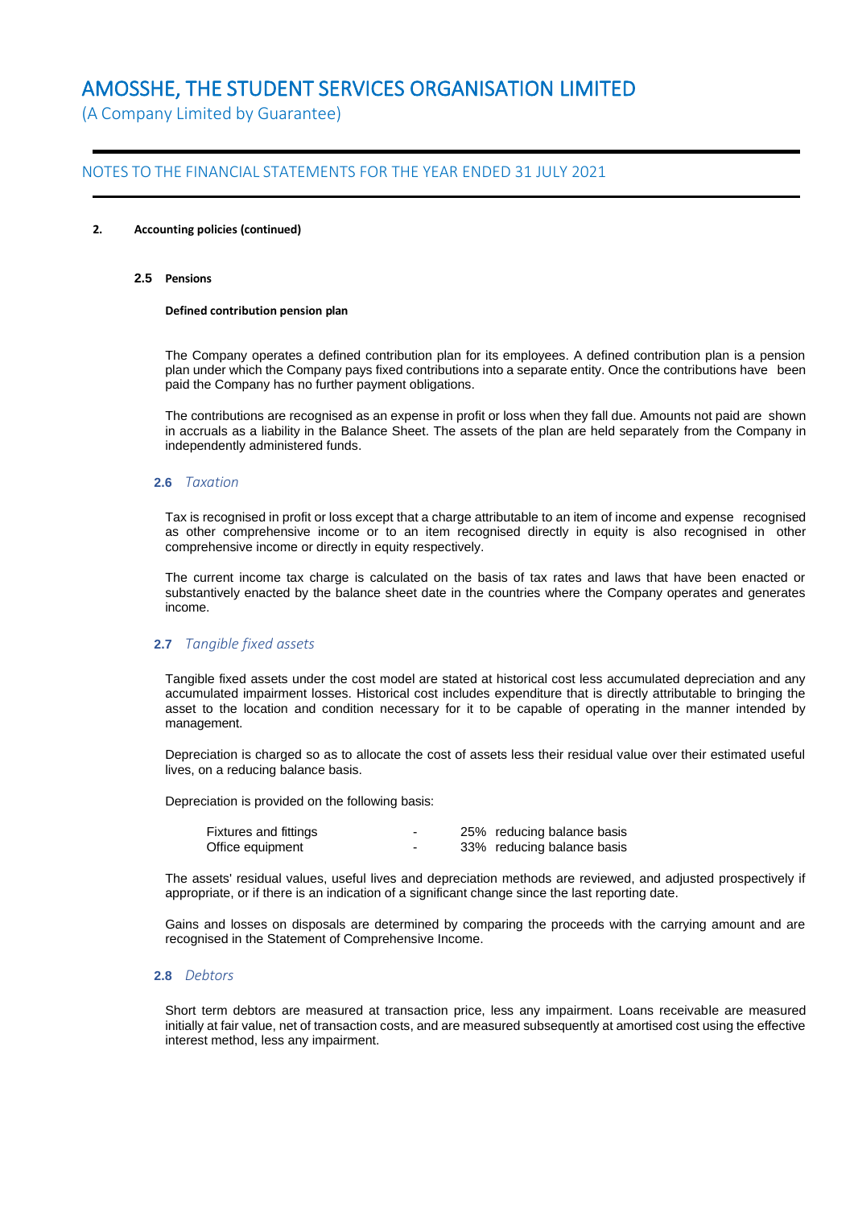## 2. Accounting policies (continued)

### 2.5 Pensions

**Defined contribution pension plan**

The Company operates a defined contribution plan for its employees. A defined contribution plan is a pension plan under which the Company pays fixed contributions into a separate entity. Once the contributions have been paid the Company has no further payment obligations.

The contributions are recognised as an expense in profit or loss when they fall due. Amounts not paid are shown in accruals as a liability in the Balance Sheet. The assets of the plan are held separately from the Company in independently administered funds.

### 2.6 *Taxation*

Tax is recognised in profit or loss except that a charge attributable to an item of income and expense recognised as other comprehensive income or to an item recognised directly in equity is also recognised in other comprehensive income or directly in equity respectively.

The current income tax charge is calculated on the basis of tax rates and laws that have been enacted or substantively enacted by the balance sheet date in the countries where the Company operates and generates income.

### 2.7 *Tangible fixed assets*

Tangible fixed assets under the cost model are stated at historical cost less accumulated depreciation and any accumulated impairment losses. Historical cost includes expenditure that is directly attributable to bringing the asset to the location and condition necessary for it to be capable of operating in the manner intended by management.

Depreciation is charged so as to allocate the cost of assets less their residual value over their estimated useful lives, on a reducing balance basis.

Depreciation is provided on the following basis:

| | | |
|---|---|---|
| Fixtures and fittings | - | 25% reducing balance basis |
| Office equipment | - | 33% reducing balance basis |

The assets' residual values, useful lives and depreciation methods are reviewed, and adjusted prospectively if appropriate, or if there is an indication of a significant change since the last reporting date.

Gains and losses on disposals are determined by comparing the proceeds with the carrying amount and are recognised in the Statement of Comprehensive Income.

### 2.8 *Debtors*

Short term debtors are measured at transaction price, less any impairment. Loans receivable are measured initially at fair value, net of transaction costs, and are measured subsequently at amortised cost using the effective interest method, less any impairment.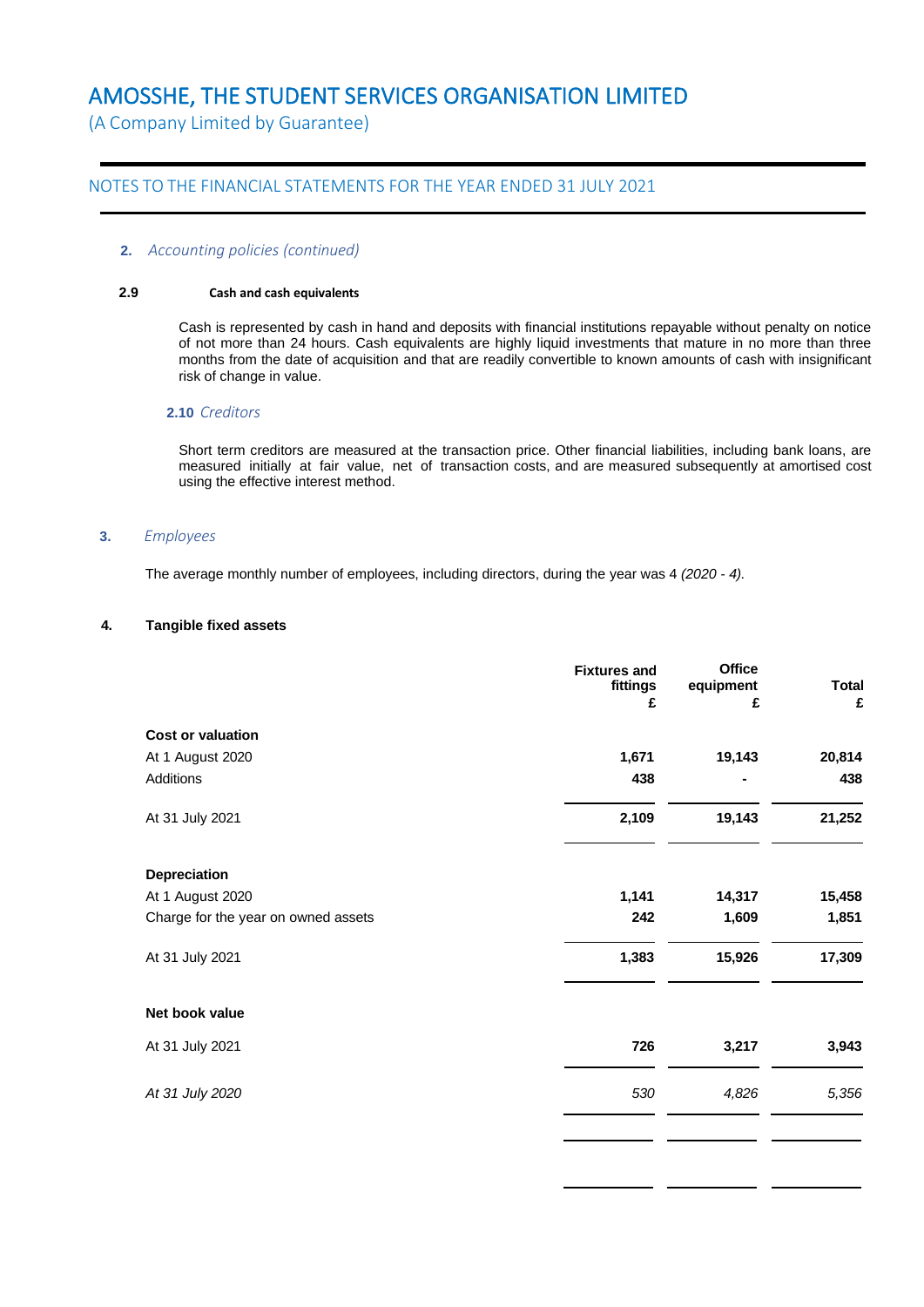## 2. *Accounting policies (continued)*

### 2.9 Cash and cash equivalents

Cash is represented by cash in hand and deposits with financial institutions repayable without penalty on notice of not more than 24 hours. Cash equivalents are highly liquid investments that mature in no more than three months from the date of acquisition and that are readily convertible to known amounts of cash with insignificant risk of change in value.

### 2.10 *Creditors*

Short term creditors are measured at the transaction price. Other financial liabilities, including bank loans, are measured initially at fair value, net of transaction costs, and are measured subsequently at amortised cost using the effective interest method.

## 3. *Employees*

The average monthly number of employees, including directors, during the year was 4 *(2020 - 4).*

## 4. Tangible fixed assets

| | Fixtures and fittings £ | Office equipment £ | Total £ |
|---|---|---|---|
| **Cost or valuation** | | | |
| At 1 August 2020 | **1,671** | **19,143** | **20,814** |
| Additions | **438** | **-** | **438** |
| At 31 July 2021 | **2,109** | **19,143** | **21,252** |
| **Depreciation** | | | |
| At 1 August 2020 | **1,141** | **14,317** | **15,458** |
| Charge for the year on owned assets | **242** | **1,609** | **1,851** |
| At 31 July 2021 | **1,383** | **15,926** | **17,309** |
| **Net book value** | | | |
| At 31 July 2021 | **726** | **3,217** | **3,943** |
| *At 31 July 2020* | *530* | *4,826* | *5,356* |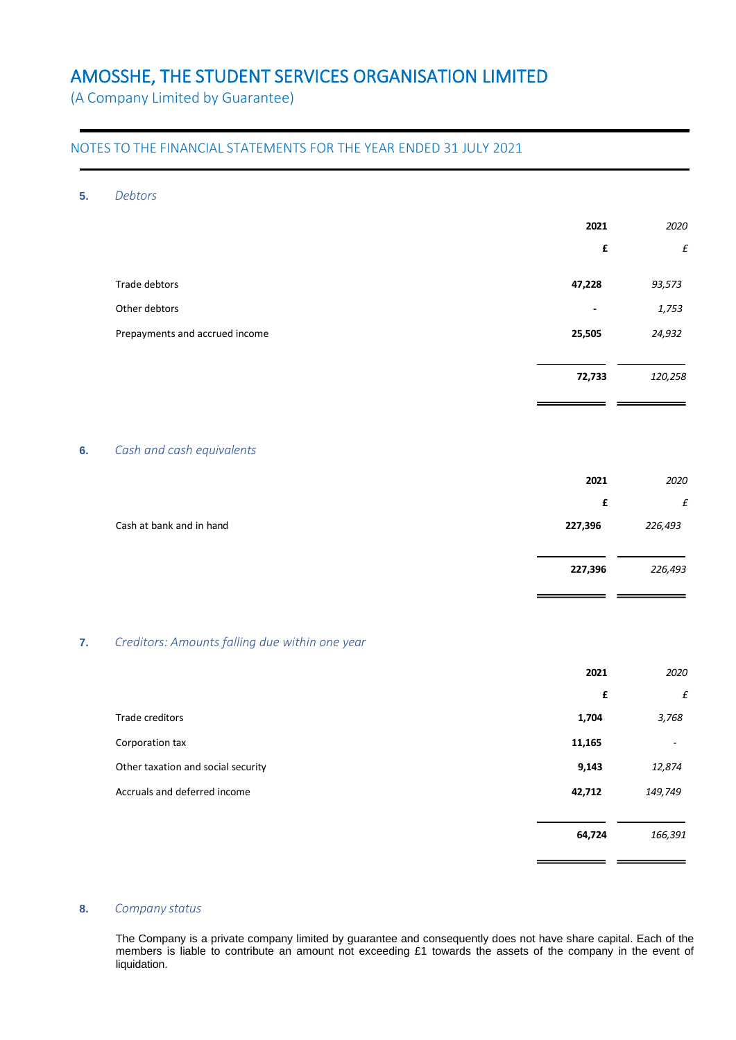# AMOSSHE, THE STUDENT SERVICES ORGANISATION LIMITED

(A Company Limited by Guarantee)

## NOTES TO THE FINANCIAL STATEMENTS FOR THE YEAR ENDED 31 JULY 2021

### 5. *Debtors*

| | **2021** | *2020* |
|---|---|---|
| | **£** | *£* |
| Trade debtors | **47,228** | *93,573* |
| Other debtors | **-** | *1,753* |
| Prepayments and accrued income | **25,505** | *24,932* |
| | **72,733** | *120,258* |

### 6. *Cash and cash equivalents*

| | **2021** | *2020* |
|---|---|---|
| | **£** | *£* |
| Cash at bank and in hand | **227,396** | *226,493* |
| | **227,396** | *226,493* |

### 7. *Creditors: Amounts falling due within one year*

| | **2021** | *2020* |
|---|---|---|
| | **£** | *£* |
| Trade creditors | **1,704** | *3,768* |
| Corporation tax | **11,165** | *-* |
| Other taxation and social security | **9,143** | *12,874* |
| Accruals and deferred income | **42,712** | *149,749* |
| | **64,724** | *166,391* |

### 8. *Company status*

The Company is a private company limited by guarantee and consequently does not have share capital. Each of the members is liable to contribute an amount not exceeding £1 towards the assets of the company in the event of liquidation.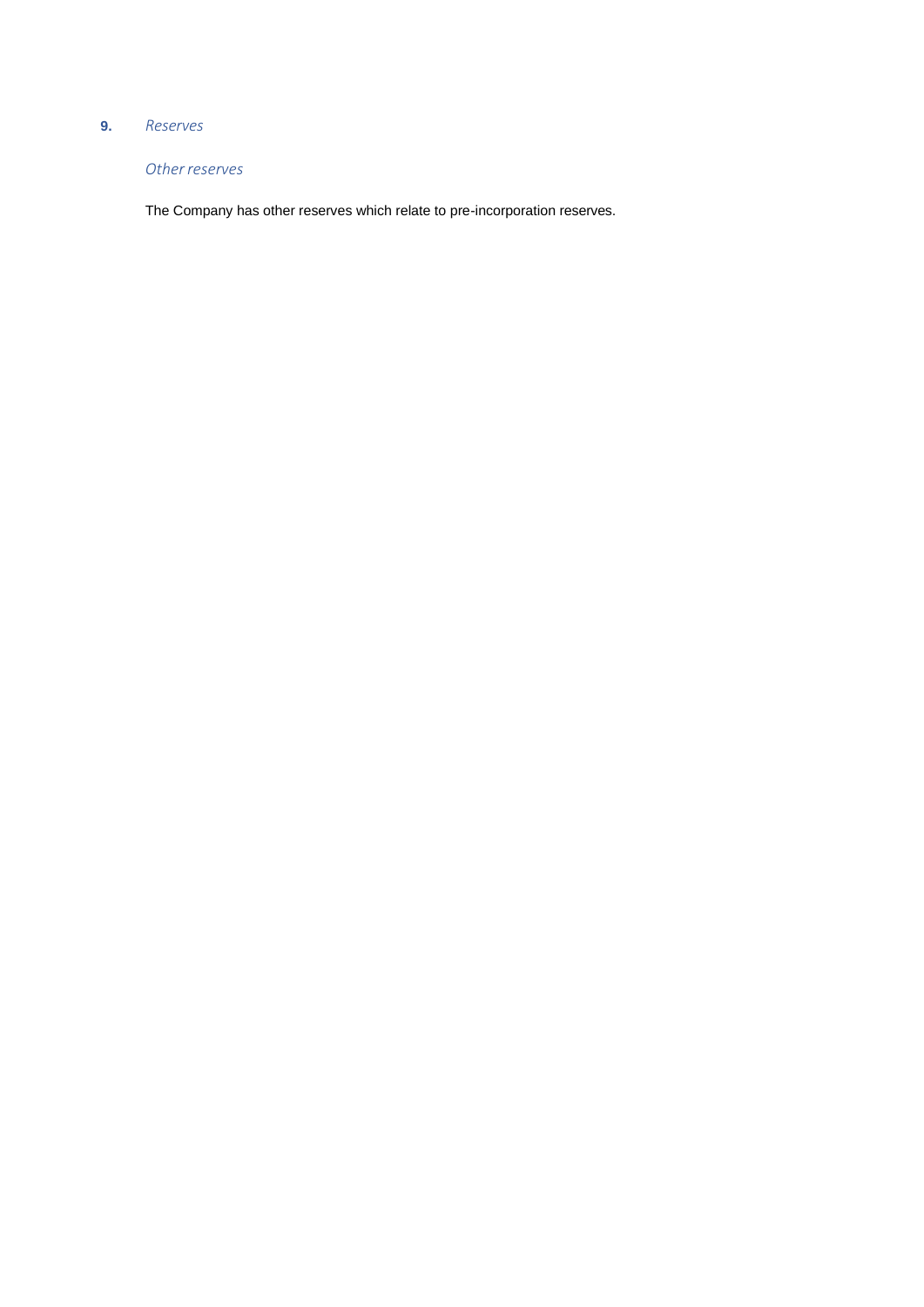## 9. *Reserves*

### *Other reserves*

The Company has other reserves which relate to pre-incorporation reserves.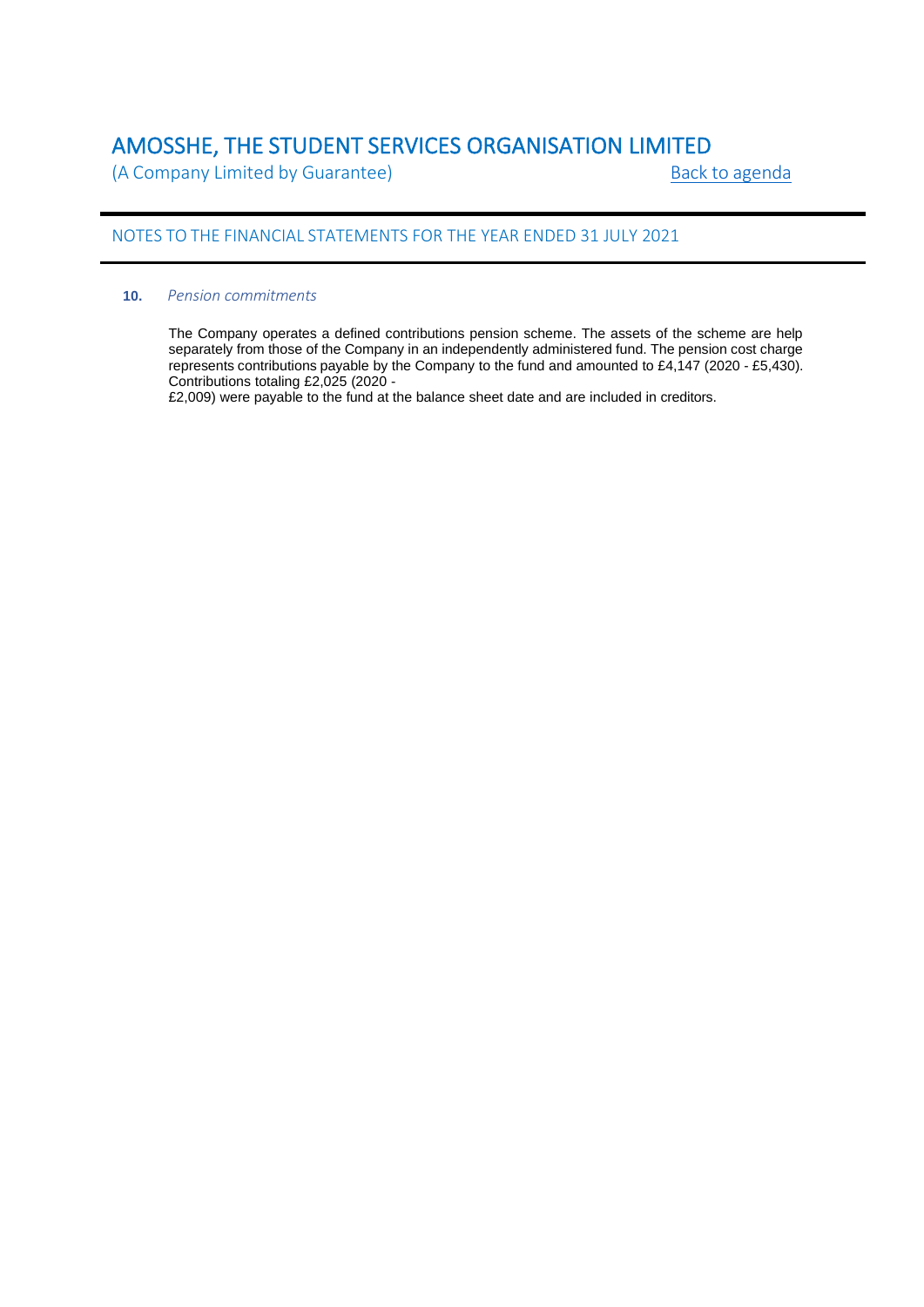# AMOSSHE, THE STUDENT SERVICES ORGANISATION LIMITED

(A Company Limited by Guarantee) Back to agenda

## NOTES TO THE FINANCIAL STATEMENTS FOR THE YEAR ENDED 31 JULY 2021

**10.** *Pension commitments*

The Company operates a defined contributions pension scheme. The assets of the scheme are help separately from those of the Company in an independently administered fund. The pension cost charge represents contributions payable by the Company to the fund and amounted to £4,147 (2020 - £5,430). Contributions totaling £2,025 (2020 - £2,009) were payable to the fund at the balance sheet date and are included in creditors.